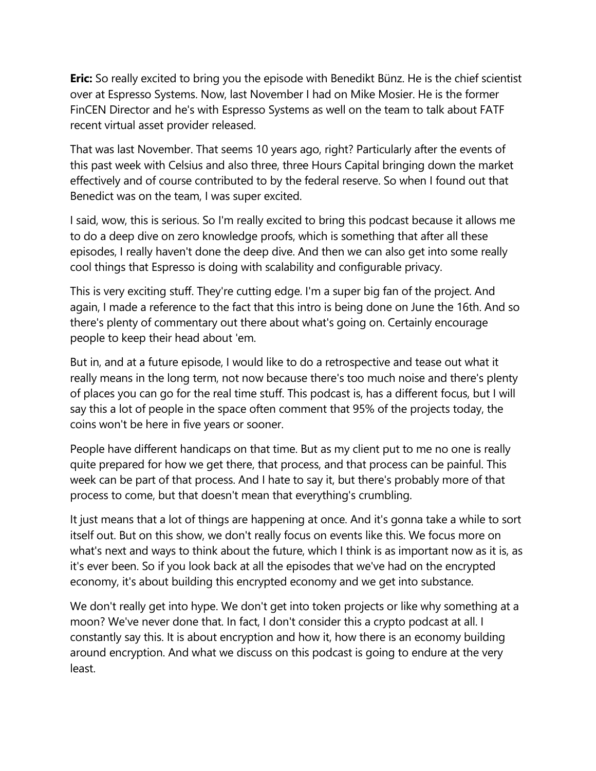**Eric:** So really excited to bring you the episode with Benedikt Bünz. He is the chief scientist over at Espresso Systems. Now, last November I had on Mike Mosier. He is the former FinCEN Director and he's with Espresso Systems as well on the team to talk about FATF recent virtual asset provider released.

That was last November. That seems 10 years ago, right? Particularly after the events of this past week with Celsius and also three, three Hours Capital bringing down the market effectively and of course contributed to by the federal reserve. So when I found out that Benedict was on the team, I was super excited.

I said, wow, this is serious. So I'm really excited to bring this podcast because it allows me to do a deep dive on zero knowledge proofs, which is something that after all these episodes, I really haven't done the deep dive. And then we can also get into some really cool things that Espresso is doing with scalability and configurable privacy.

This is very exciting stuff. They're cutting edge. I'm a super big fan of the project. And again, I made a reference to the fact that this intro is being done on June the 16th. And so there's plenty of commentary out there about what's going on. Certainly encourage people to keep their head about 'em.

But in, and at a future episode, I would like to do a retrospective and tease out what it really means in the long term, not now because there's too much noise and there's plenty of places you can go for the real time stuff. This podcast is, has a different focus, but I will say this a lot of people in the space often comment that 95% of the projects today, the coins won't be here in five years or sooner.

People have different handicaps on that time. But as my client put to me no one is really quite prepared for how we get there, that process, and that process can be painful. This week can be part of that process. And I hate to say it, but there's probably more of that process to come, but that doesn't mean that everything's crumbling.

It just means that a lot of things are happening at once. And it's gonna take a while to sort itself out. But on this show, we don't really focus on events like this. We focus more on what's next and ways to think about the future, which I think is as important now as it is, as it's ever been. So if you look back at all the episodes that we've had on the encrypted economy, it's about building this encrypted economy and we get into substance.

We don't really get into hype. We don't get into token projects or like why something at a moon? We've never done that. In fact, I don't consider this a crypto podcast at all. I constantly say this. It is about encryption and how it, how there is an economy building around encryption. And what we discuss on this podcast is going to endure at the very least.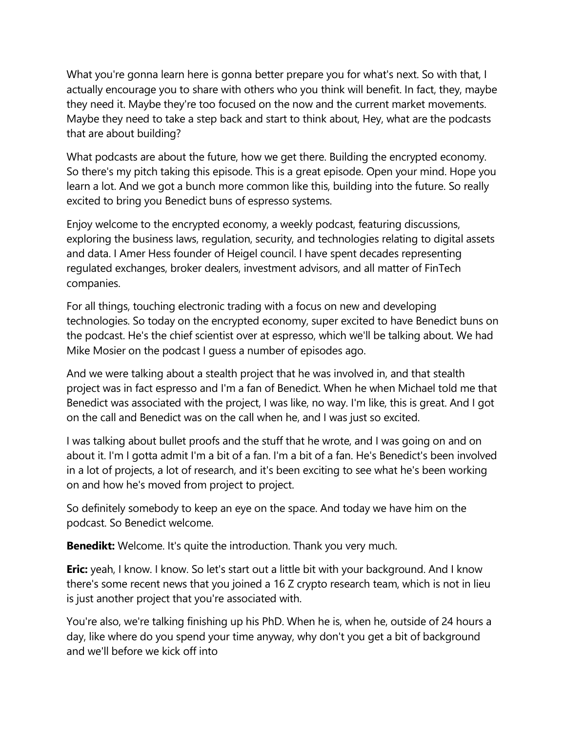What you're gonna learn here is gonna better prepare you for what's next. So with that, I actually encourage you to share with others who you think will benefit. In fact, they, maybe they need it. Maybe they're too focused on the now and the current market movements. Maybe they need to take a step back and start to think about, Hey, what are the podcasts that are about building?

What podcasts are about the future, how we get there. Building the encrypted economy. So there's my pitch taking this episode. This is a great episode. Open your mind. Hope you learn a lot. And we got a bunch more common like this, building into the future. So really excited to bring you Benedict buns of espresso systems.

Enjoy welcome to the encrypted economy, a weekly podcast, featuring discussions, exploring the business laws, regulation, security, and technologies relating to digital assets and data. I Amer Hess founder of Heigel council. I have spent decades representing regulated exchanges, broker dealers, investment advisors, and all matter of FinTech companies.

For all things, touching electronic trading with a focus on new and developing technologies. So today on the encrypted economy, super excited to have Benedict buns on the podcast. He's the chief scientist over at espresso, which we'll be talking about. We had Mike Mosier on the podcast I guess a number of episodes ago.

And we were talking about a stealth project that he was involved in, and that stealth project was in fact espresso and I'm a fan of Benedict. When he when Michael told me that Benedict was associated with the project, I was like, no way. I'm like, this is great. And I got on the call and Benedict was on the call when he, and I was just so excited.

I was talking about bullet proofs and the stuff that he wrote, and I was going on and on about it. I'm I gotta admit I'm a bit of a fan. I'm a bit of a fan. He's Benedict's been involved in a lot of projects, a lot of research, and it's been exciting to see what he's been working on and how he's moved from project to project.

So definitely somebody to keep an eye on the space. And today we have him on the podcast. So Benedict welcome.

**Benedikt:** Welcome. It's quite the introduction. Thank you very much.

**Eric:** yeah, I know. I know. So let's start out a little bit with your background. And I know there's some recent news that you joined a 16 Z crypto research team, which is not in lieu is just another project that you're associated with.

You're also, we're talking finishing up his PhD. When he is, when he, outside of 24 hours a day, like where do you spend your time anyway, why don't you get a bit of background and we'll before we kick off into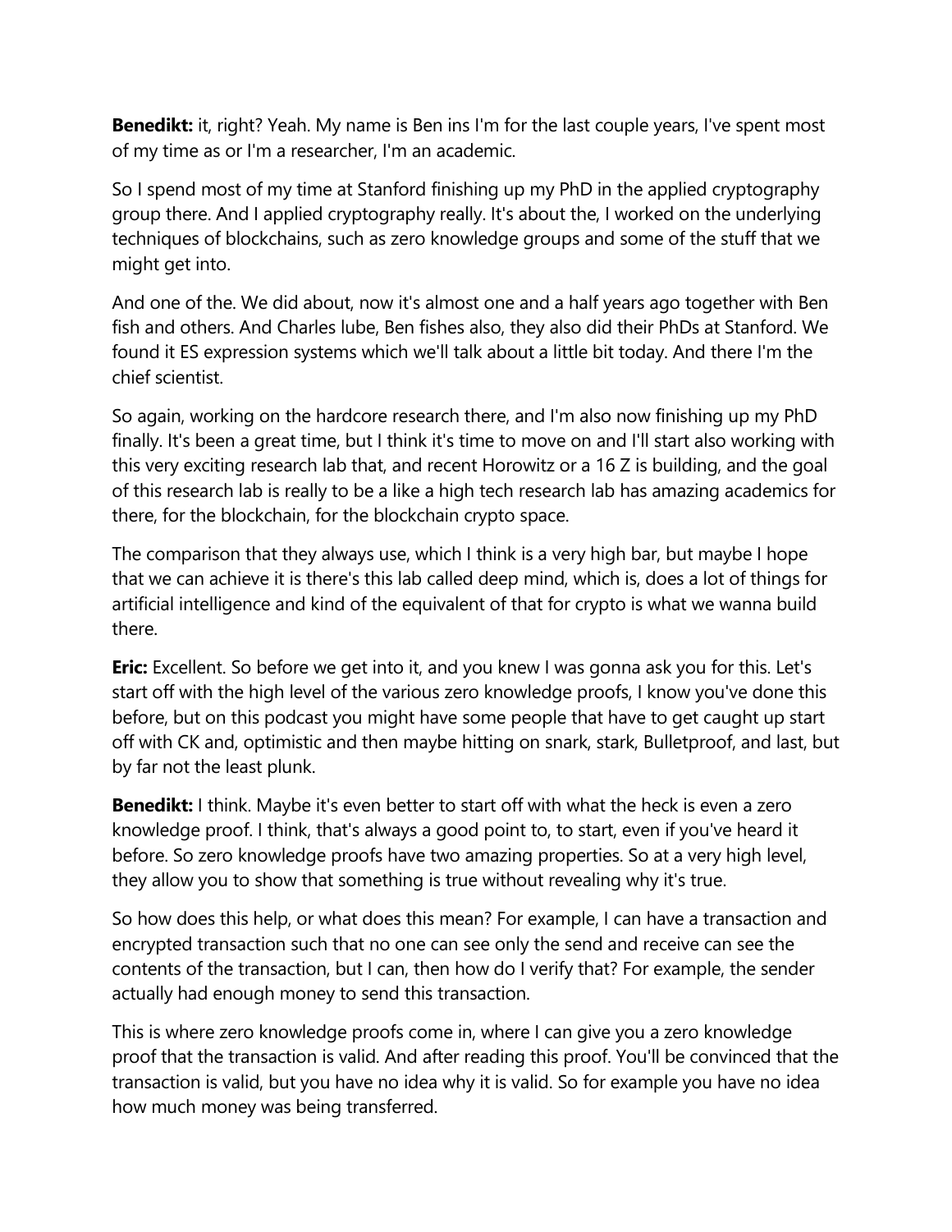**Benedikt:** it, right? Yeah. My name is Ben ins I'm for the last couple years, I've spent most of my time as or I'm a researcher, I'm an academic.

So I spend most of my time at Stanford finishing up my PhD in the applied cryptography group there. And I applied cryptography really. It's about the, I worked on the underlying techniques of blockchains, such as zero knowledge groups and some of the stuff that we might get into.

And one of the. We did about, now it's almost one and a half years ago together with Ben fish and others. And Charles lube, Ben fishes also, they also did their PhDs at Stanford. We found it ES expression systems which we'll talk about a little bit today. And there I'm the chief scientist.

So again, working on the hardcore research there, and I'm also now finishing up my PhD finally. It's been a great time, but I think it's time to move on and I'll start also working with this very exciting research lab that, and recent Horowitz or a 16 Z is building, and the goal of this research lab is really to be a like a high tech research lab has amazing academics for there, for the blockchain, for the blockchain crypto space.

The comparison that they always use, which I think is a very high bar, but maybe I hope that we can achieve it is there's this lab called deep mind, which is, does a lot of things for artificial intelligence and kind of the equivalent of that for crypto is what we wanna build there.

**Eric:** Excellent. So before we get into it, and you knew I was gonna ask you for this. Let's start off with the high level of the various zero knowledge proofs, I know you've done this before, but on this podcast you might have some people that have to get caught up start off with CK and, optimistic and then maybe hitting on snark, stark, Bulletproof, and last, but by far not the least plunk.

**Benedikt:** I think. Maybe it's even better to start off with what the heck is even a zero knowledge proof. I think, that's always a good point to, to start, even if you've heard it before. So zero knowledge proofs have two amazing properties. So at a very high level, they allow you to show that something is true without revealing why it's true.

So how does this help, or what does this mean? For example, I can have a transaction and encrypted transaction such that no one can see only the send and receive can see the contents of the transaction, but I can, then how do I verify that? For example, the sender actually had enough money to send this transaction.

This is where zero knowledge proofs come in, where I can give you a zero knowledge proof that the transaction is valid. And after reading this proof. You'll be convinced that the transaction is valid, but you have no idea why it is valid. So for example you have no idea how much money was being transferred.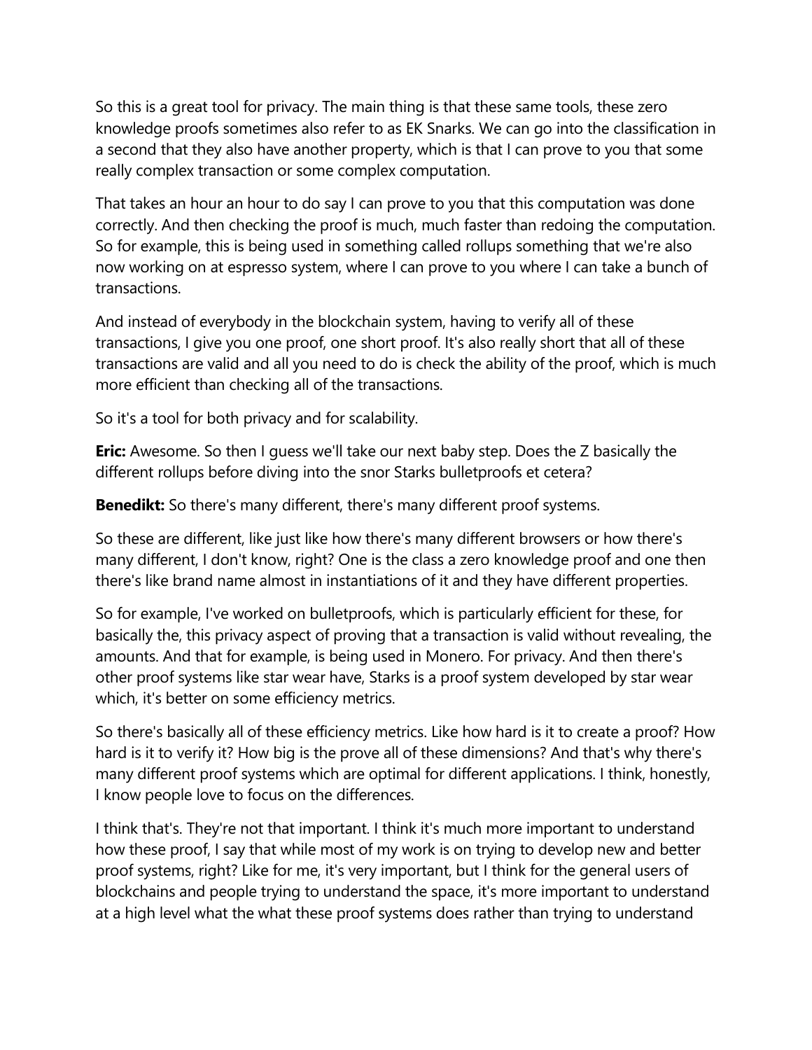So this is a great tool for privacy. The main thing is that these same tools, these zero knowledge proofs sometimes also refer to as EK Snarks. We can go into the classification in a second that they also have another property, which is that I can prove to you that some really complex transaction or some complex computation.

That takes an hour an hour to do say I can prove to you that this computation was done correctly. And then checking the proof is much, much faster than redoing the computation. So for example, this is being used in something called rollups something that we're also now working on at espresso system, where I can prove to you where I can take a bunch of transactions.

And instead of everybody in the blockchain system, having to verify all of these transactions, I give you one proof, one short proof. It's also really short that all of these transactions are valid and all you need to do is check the ability of the proof, which is much more efficient than checking all of the transactions.

So it's a tool for both privacy and for scalability.

**Eric:** Awesome. So then I guess we'll take our next baby step. Does the Z basically the different rollups before diving into the snor Starks bulletproofs et cetera?

**Benedikt:** So there's many different, there's many different proof systems.

So these are different, like just like how there's many different browsers or how there's many different, I don't know, right? One is the class a zero knowledge proof and one then there's like brand name almost in instantiations of it and they have different properties.

So for example, I've worked on bulletproofs, which is particularly efficient for these, for basically the, this privacy aspect of proving that a transaction is valid without revealing, the amounts. And that for example, is being used in Monero. For privacy. And then there's other proof systems like star wear have, Starks is a proof system developed by star wear which, it's better on some efficiency metrics.

So there's basically all of these efficiency metrics. Like how hard is it to create a proof? How hard is it to verify it? How big is the prove all of these dimensions? And that's why there's many different proof systems which are optimal for different applications. I think, honestly, I know people love to focus on the differences.

I think that's. They're not that important. I think it's much more important to understand how these proof, I say that while most of my work is on trying to develop new and better proof systems, right? Like for me, it's very important, but I think for the general users of blockchains and people trying to understand the space, it's more important to understand at a high level what the what these proof systems does rather than trying to understand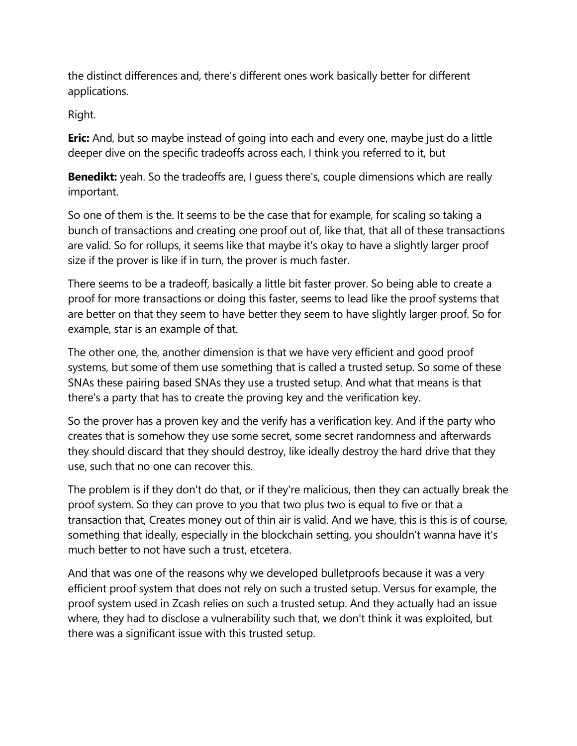the distinct differences and, there's different ones work basically better for different applications.

Right.

**Eric:** And, but so maybe instead of going into each and every one, maybe just do a little deeper dive on the specific tradeoffs across each, I think you referred to it, but

**Benedikt:** yeah. So the tradeoffs are, I guess there's, couple dimensions which are really important.

So one of them is the. It seems to be the case that for example, for scaling so taking a bunch of transactions and creating one proof out of, like that, that all of these transactions are valid. So for rollups, it seems like that maybe it's okay to have a slightly larger proof size if the prover is like if in turn, the prover is much faster.

There seems to be a tradeoff, basically a little bit faster prover. So being able to create a proof for more transactions or doing this faster, seems to lead like the proof systems that are better on that they seem to have better they seem to have slightly larger proof. So for example, star is an example of that.

The other one, the, another dimension is that we have very efficient and good proof systems, but some of them use something that is called a trusted setup. So some of these SNAs these pairing based SNAs they use a trusted setup. And what that means is that there's a party that has to create the proving key and the verification key.

So the prover has a proven key and the verify has a verification key. And if the party who creates that is somehow they use some secret, some secret randomness and afterwards they should discard that they should destroy, like ideally destroy the hard drive that they use, such that no one can recover this.

The problem is if they don't do that, or if they're malicious, then they can actually break the proof system. So they can prove to you that two plus two is equal to five or that a transaction that, Creates money out of thin air is valid. And we have, this is this is of course, something that ideally, especially in the blockchain setting, you shouldn't wanna have it's much better to not have such a trust, etcetera.

And that was one of the reasons why we developed bulletproofs because it was a very efficient proof system that does not rely on such a trusted setup. Versus for example, the proof system used in Zcash relies on such a trusted setup. And they actually had an issue where, they had to disclose a vulnerability such that, we don't think it was exploited, but there was a significant issue with this trusted setup.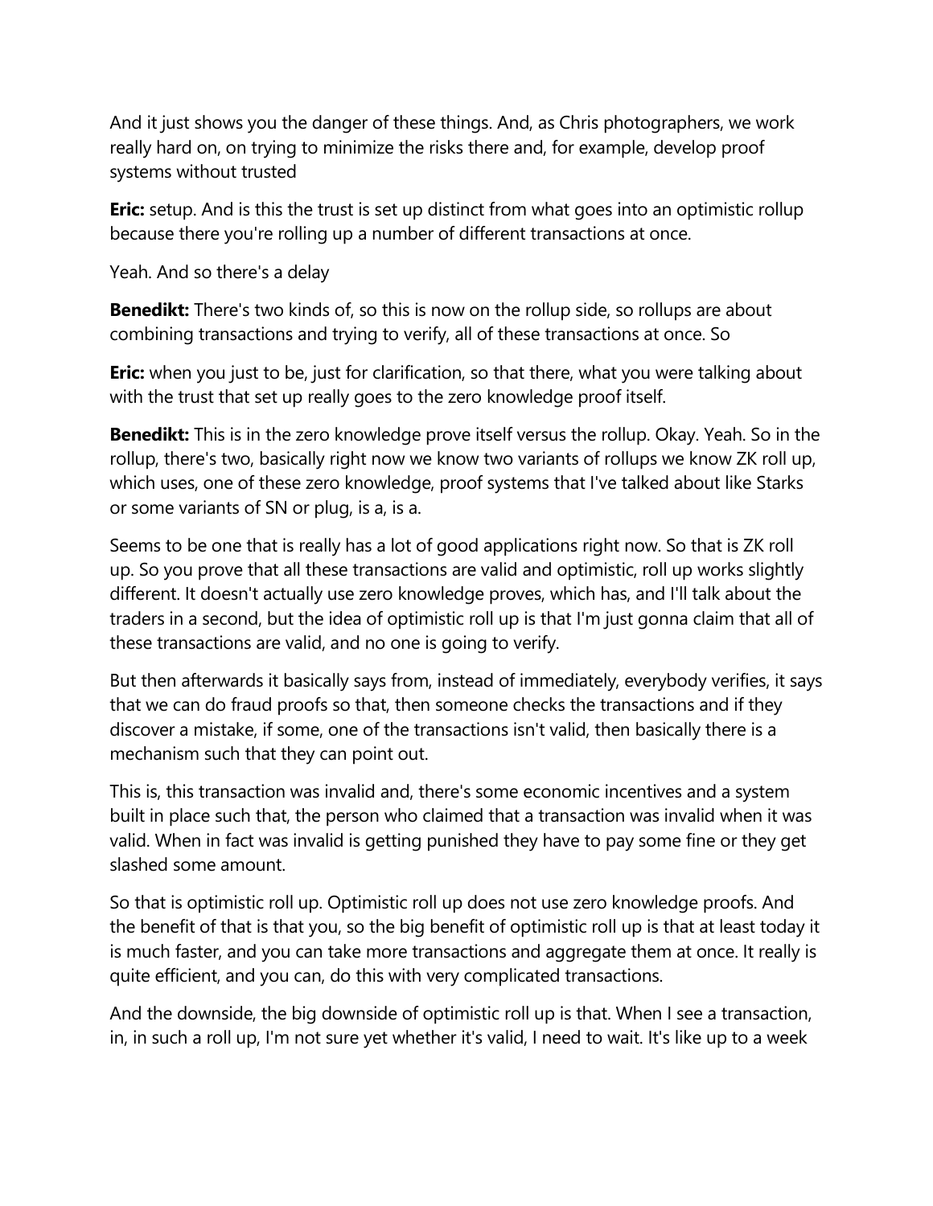And it just shows you the danger of these things. And, as Chris photographers, we work really hard on, on trying to minimize the risks there and, for example, develop proof systems without trusted

**Eric:** setup. And is this the trust is set up distinct from what goes into an optimistic rollup because there you're rolling up a number of different transactions at once.

Yeah. And so there's a delay

**Benedikt:** There's two kinds of, so this is now on the rollup side, so rollups are about combining transactions and trying to verify, all of these transactions at once. So

**Eric:** when you just to be, just for clarification, so that there, what you were talking about with the trust that set up really goes to the zero knowledge proof itself.

**Benedikt:** This is in the zero knowledge prove itself versus the rollup. Okay. Yeah. So in the rollup, there's two, basically right now we know two variants of rollups we know ZK roll up, which uses, one of these zero knowledge, proof systems that I've talked about like Starks or some variants of SN or plug, is a, is a.

Seems to be one that is really has a lot of good applications right now. So that is ZK roll up. So you prove that all these transactions are valid and optimistic, roll up works slightly different. It doesn't actually use zero knowledge proves, which has, and I'll talk about the traders in a second, but the idea of optimistic roll up is that I'm just gonna claim that all of these transactions are valid, and no one is going to verify.

But then afterwards it basically says from, instead of immediately, everybody verifies, it says that we can do fraud proofs so that, then someone checks the transactions and if they discover a mistake, if some, one of the transactions isn't valid, then basically there is a mechanism such that they can point out.

This is, this transaction was invalid and, there's some economic incentives and a system built in place such that, the person who claimed that a transaction was invalid when it was valid. When in fact was invalid is getting punished they have to pay some fine or they get slashed some amount.

So that is optimistic roll up. Optimistic roll up does not use zero knowledge proofs. And the benefit of that is that you, so the big benefit of optimistic roll up is that at least today it is much faster, and you can take more transactions and aggregate them at once. It really is quite efficient, and you can, do this with very complicated transactions.

And the downside, the big downside of optimistic roll up is that. When I see a transaction, in, in such a roll up, I'm not sure yet whether it's valid, I need to wait. It's like up to a week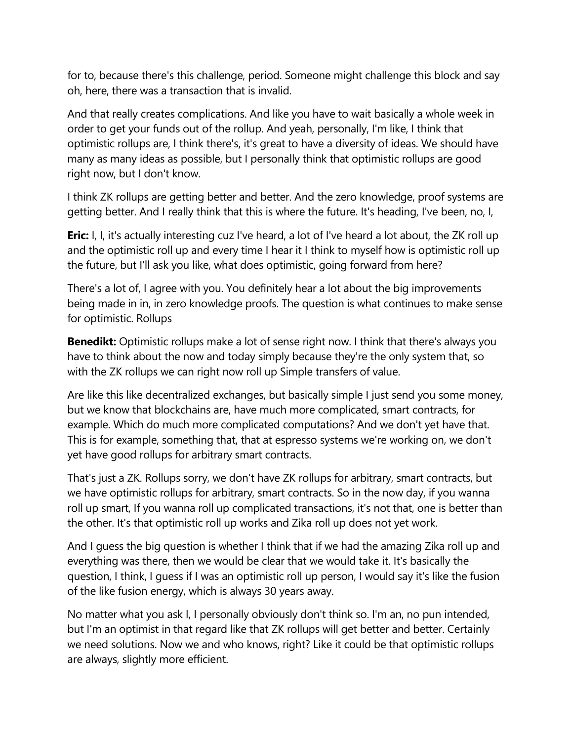for to, because there's this challenge, period. Someone might challenge this block and say oh, here, there was a transaction that is invalid.

And that really creates complications. And like you have to wait basically a whole week in order to get your funds out of the rollup. And yeah, personally, I'm like, I think that optimistic rollups are, I think there's, it's great to have a diversity of ideas. We should have many as many ideas as possible, but I personally think that optimistic rollups are good right now, but I don't know.

I think ZK rollups are getting better and better. And the zero knowledge, proof systems are getting better. And I really think that this is where the future. It's heading, I've been, no, I,

**Eric:** I, I, it's actually interesting cuz I've heard, a lot of I've heard a lot about, the ZK roll up and the optimistic roll up and every time I hear it I think to myself how is optimistic roll up the future, but I'll ask you like, what does optimistic, going forward from here?

There's a lot of, I agree with you. You definitely hear a lot about the big improvements being made in in, in zero knowledge proofs. The question is what continues to make sense for optimistic. Rollups

**Benedikt:** Optimistic rollups make a lot of sense right now. I think that there's always you have to think about the now and today simply because they're the only system that, so with the ZK rollups we can right now roll up Simple transfers of value.

Are like this like decentralized exchanges, but basically simple I just send you some money, but we know that blockchains are, have much more complicated, smart contracts, for example. Which do much more complicated computations? And we don't yet have that. This is for example, something that, that at espresso systems we're working on, we don't yet have good rollups for arbitrary smart contracts.

That's just a ZK. Rollups sorry, we don't have ZK rollups for arbitrary, smart contracts, but we have optimistic rollups for arbitrary, smart contracts. So in the now day, if you wanna roll up smart, If you wanna roll up complicated transactions, it's not that, one is better than the other. It's that optimistic roll up works and Zika roll up does not yet work.

And I guess the big question is whether I think that if we had the amazing Zika roll up and everything was there, then we would be clear that we would take it. It's basically the question, I think, I guess if I was an optimistic roll up person, I would say it's like the fusion of the like fusion energy, which is always 30 years away.

No matter what you ask I, I personally obviously don't think so. I'm an, no pun intended, but I'm an optimist in that regard like that ZK rollups will get better and better. Certainly we need solutions. Now we and who knows, right? Like it could be that optimistic rollups are always, slightly more efficient.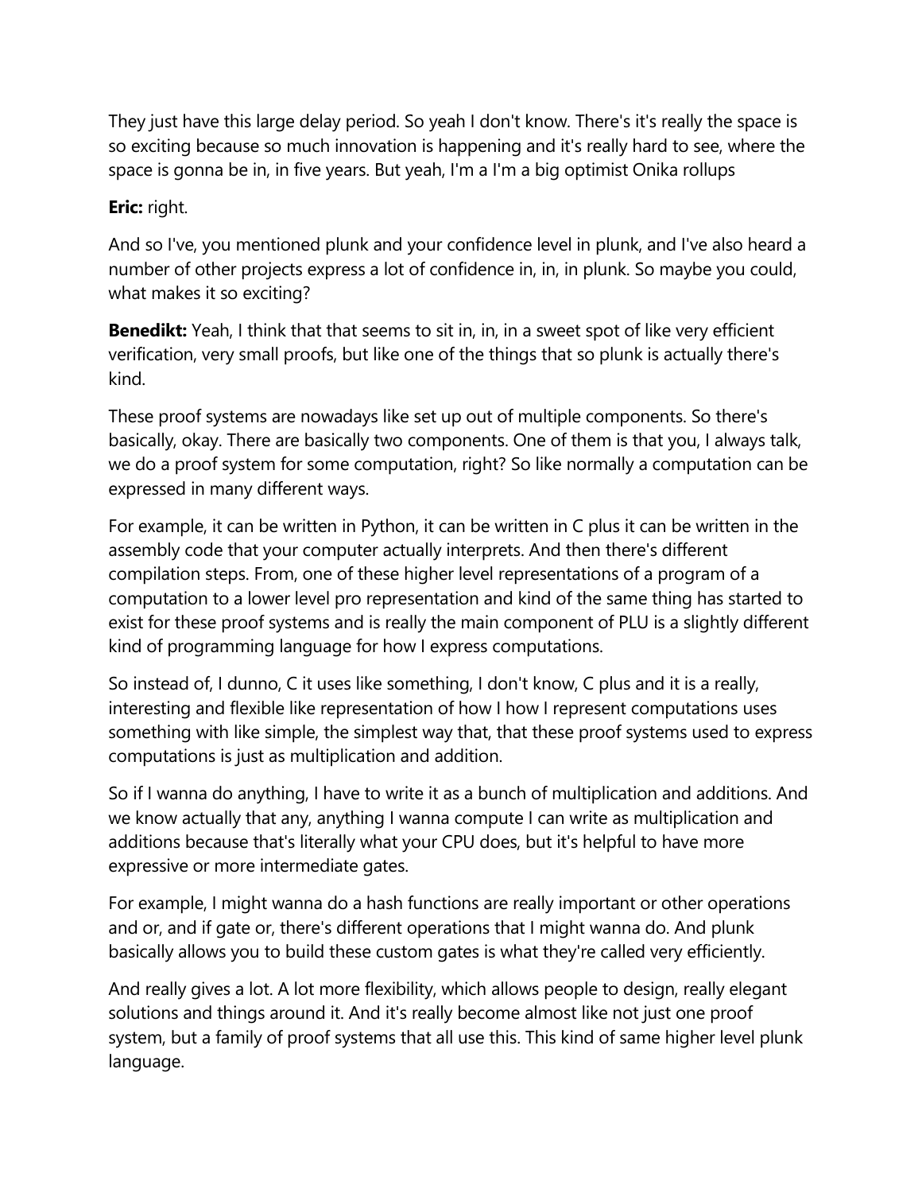They just have this large delay period. So yeah I don't know. There's it's really the space is so exciting because so much innovation is happening and it's really hard to see, where the space is gonna be in, in five years. But yeah, I'm a I'm a big optimist Onika rollups

**Eric:** right.

And so I've, you mentioned plunk and your confidence level in plunk, and I've also heard a number of other projects express a lot of confidence in, in, in plunk. So maybe you could, what makes it so exciting?

**Benedikt:** Yeah, I think that that seems to sit in, in, in a sweet spot of like very efficient verification, very small proofs, but like one of the things that so plunk is actually there's kind.

These proof systems are nowadays like set up out of multiple components. So there's basically, okay. There are basically two components. One of them is that you, I always talk, we do a proof system for some computation, right? So like normally a computation can be expressed in many different ways.

For example, it can be written in Python, it can be written in C plus it can be written in the assembly code that your computer actually interprets. And then there's different compilation steps. From, one of these higher level representations of a program of a computation to a lower level pro representation and kind of the same thing has started to exist for these proof systems and is really the main component of PLU is a slightly different kind of programming language for how I express computations.

So instead of, I dunno, C it uses like something, I don't know, C plus and it is a really, interesting and flexible like representation of how I how I represent computations uses something with like simple, the simplest way that, that these proof systems used to express computations is just as multiplication and addition.

So if I wanna do anything, I have to write it as a bunch of multiplication and additions. And we know actually that any, anything I wanna compute I can write as multiplication and additions because that's literally what your CPU does, but it's helpful to have more expressive or more intermediate gates.

For example, I might wanna do a hash functions are really important or other operations and or, and if gate or, there's different operations that I might wanna do. And plunk basically allows you to build these custom gates is what they're called very efficiently.

And really gives a lot. A lot more flexibility, which allows people to design, really elegant solutions and things around it. And it's really become almost like not just one proof system, but a family of proof systems that all use this. This kind of same higher level plunk language.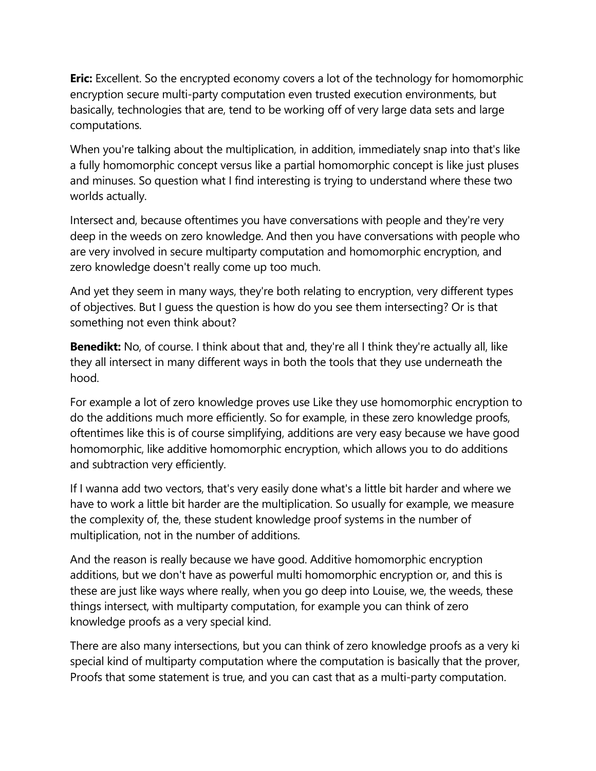**Eric:** Excellent. So the encrypted economy covers a lot of the technology for homomorphic encryption secure multi-party computation even trusted execution environments, but basically, technologies that are, tend to be working off of very large data sets and large computations.

When you're talking about the multiplication, in addition, immediately snap into that's like a fully homomorphic concept versus like a partial homomorphic concept is like just pluses and minuses. So question what I find interesting is trying to understand where these two worlds actually.

Intersect and, because oftentimes you have conversations with people and they're very deep in the weeds on zero knowledge. And then you have conversations with people who are very involved in secure multiparty computation and homomorphic encryption, and zero knowledge doesn't really come up too much.

And yet they seem in many ways, they're both relating to encryption, very different types of objectives. But I guess the question is how do you see them intersecting? Or is that something not even think about?

**Benedikt:** No, of course. I think about that and, they're all I think they're actually all, like they all intersect in many different ways in both the tools that they use underneath the hood.

For example a lot of zero knowledge proves use Like they use homomorphic encryption to do the additions much more efficiently. So for example, in these zero knowledge proofs, oftentimes like this is of course simplifying, additions are very easy because we have good homomorphic, like additive homomorphic encryption, which allows you to do additions and subtraction very efficiently.

If I wanna add two vectors, that's very easily done what's a little bit harder and where we have to work a little bit harder are the multiplication. So usually for example, we measure the complexity of, the, these student knowledge proof systems in the number of multiplication, not in the number of additions.

And the reason is really because we have good. Additive homomorphic encryption additions, but we don't have as powerful multi homomorphic encryption or, and this is these are just like ways where really, when you go deep into Louise, we, the weeds, these things intersect, with multiparty computation, for example you can think of zero knowledge proofs as a very special kind.

There are also many intersections, but you can think of zero knowledge proofs as a very ki special kind of multiparty computation where the computation is basically that the prover, Proofs that some statement is true, and you can cast that as a multi-party computation.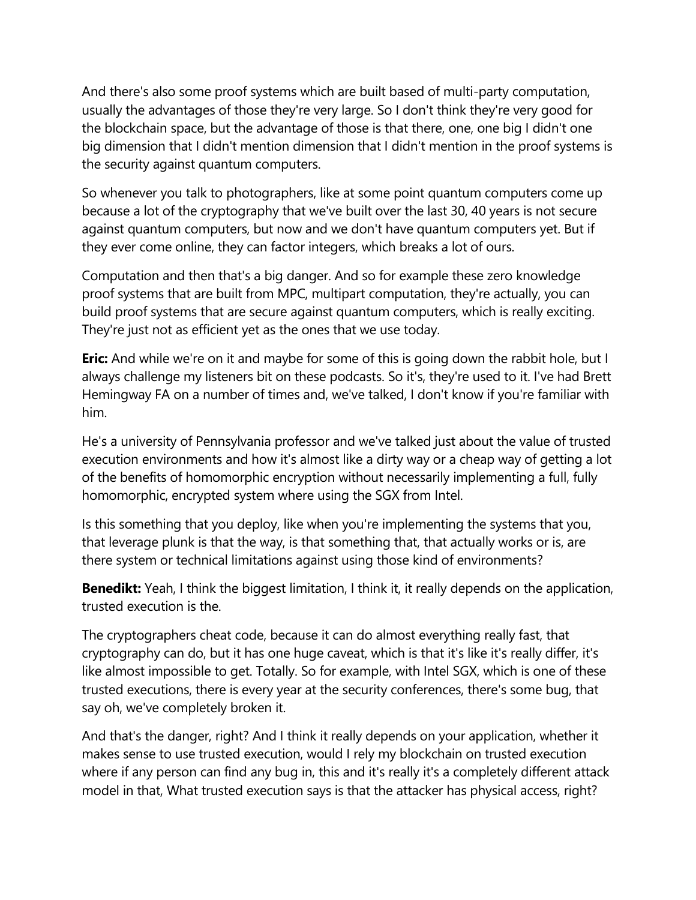And there's also some proof systems which are built based of multi-party computation, usually the advantages of those they're very large. So I don't think they're very good for the blockchain space, but the advantage of those is that there, one, one big I didn't one big dimension that I didn't mention dimension that I didn't mention in the proof systems is the security against quantum computers.

So whenever you talk to photographers, like at some point quantum computers come up because a lot of the cryptography that we've built over the last 30, 40 years is not secure against quantum computers, but now and we don't have quantum computers yet. But if they ever come online, they can factor integers, which breaks a lot of ours.

Computation and then that's a big danger. And so for example these zero knowledge proof systems that are built from MPC, multipart computation, they're actually, you can build proof systems that are secure against quantum computers, which is really exciting. They're just not as efficient yet as the ones that we use today.

**Eric:** And while we're on it and maybe for some of this is going down the rabbit hole, but I always challenge my listeners bit on these podcasts. So it's, they're used to it. I've had Brett Hemingway FA on a number of times and, we've talked, I don't know if you're familiar with him.

He's a university of Pennsylvania professor and we've talked just about the value of trusted execution environments and how it's almost like a dirty way or a cheap way of getting a lot of the benefits of homomorphic encryption without necessarily implementing a full, fully homomorphic, encrypted system where using the SGX from Intel.

Is this something that you deploy, like when you're implementing the systems that you, that leverage plunk is that the way, is that something that, that actually works or is, are there system or technical limitations against using those kind of environments?

**Benedikt:** Yeah, I think the biggest limitation, I think it, it really depends on the application, trusted execution is the.

The cryptographers cheat code, because it can do almost everything really fast, that cryptography can do, but it has one huge caveat, which is that it's like it's really differ, it's like almost impossible to get. Totally. So for example, with Intel SGX, which is one of these trusted executions, there is every year at the security conferences, there's some bug, that say oh, we've completely broken it.

And that's the danger, right? And I think it really depends on your application, whether it makes sense to use trusted execution, would I rely my blockchain on trusted execution where if any person can find any bug in, this and it's really it's a completely different attack model in that, What trusted execution says is that the attacker has physical access, right?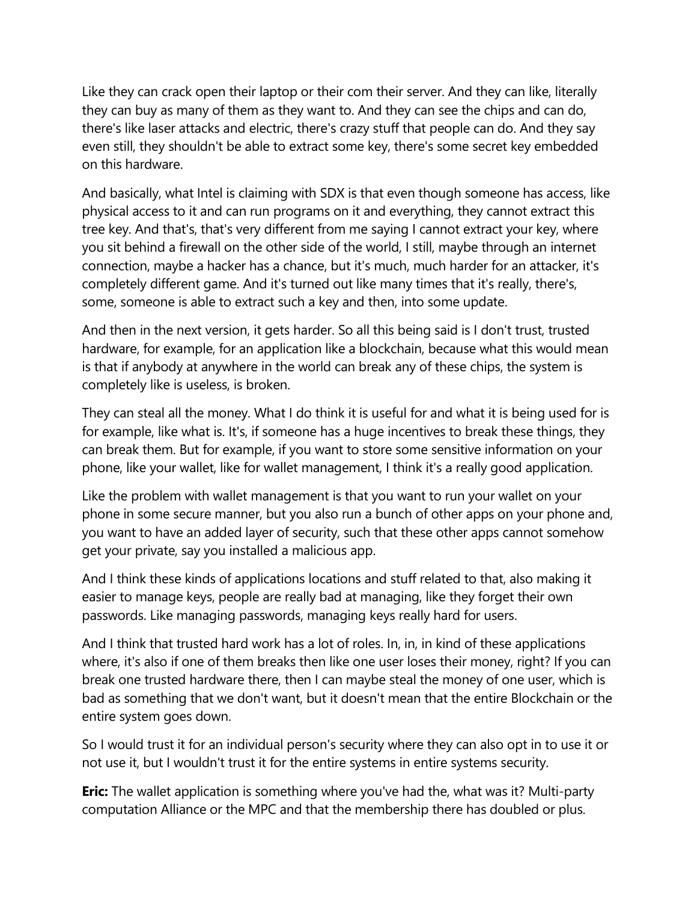Like they can crack open their laptop or their com their server. And they can like, literally they can buy as many of them as they want to. And they can see the chips and can do, there's like laser attacks and electric, there's crazy stuff that people can do. And they say even still, they shouldn't be able to extract some key, there's some secret key embedded on this hardware.

And basically, what Intel is claiming with SDX is that even though someone has access, like physical access to it and can run programs on it and everything, they cannot extract this tree key. And that's, that's very different from me saying I cannot extract your key, where you sit behind a firewall on the other side of the world, I still, maybe through an internet connection, maybe a hacker has a chance, but it's much, much harder for an attacker, it's completely different game. And it's turned out like many times that it's really, there's, some, someone is able to extract such a key and then, into some update.

And then in the next version, it gets harder. So all this being said is I don't trust, trusted hardware, for example, for an application like a blockchain, because what this would mean is that if anybody at anywhere in the world can break any of these chips, the system is completely like is useless, is broken.

They can steal all the money. What I do think it is useful for and what it is being used for is for example, like what is. It's, if someone has a huge incentives to break these things, they can break them. But for example, if you want to store some sensitive information on your phone, like your wallet, like for wallet management, I think it's a really good application.

Like the problem with wallet management is that you want to run your wallet on your phone in some secure manner, but you also run a bunch of other apps on your phone and, you want to have an added layer of security, such that these other apps cannot somehow get your private, say you installed a malicious app.

And I think these kinds of applications locations and stuff related to that, also making it easier to manage keys, people are really bad at managing, like they forget their own passwords. Like managing passwords, managing keys really hard for users.

And I think that trusted hard work has a lot of roles. In, in, in kind of these applications where, it's also if one of them breaks then like one user loses their money, right? If you can break one trusted hardware there, then I can maybe steal the money of one user, which is bad as something that we don't want, but it doesn't mean that the entire Blockchain or the entire system goes down.

So I would trust it for an individual person's security where they can also opt in to use it or not use it, but I wouldn't trust it for the entire systems in entire systems security.

**Eric:** The wallet application is something where you've had the, what was it? Multi-party computation Alliance or the MPC and that the membership there has doubled or plus.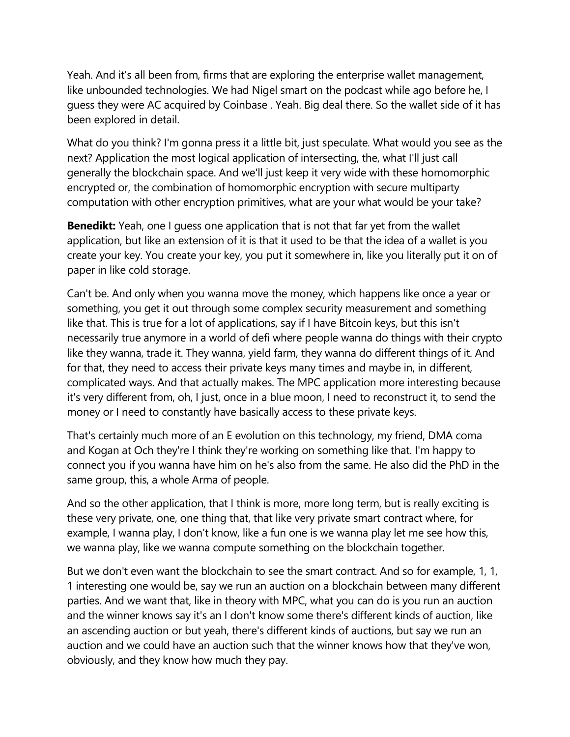Yeah. And it's all been from, firms that are exploring the enterprise wallet management, like unbounded technologies. We had Nigel smart on the podcast while ago before he, I guess they were AC acquired by Coinbase . Yeah. Big deal there. So the wallet side of it has been explored in detail.

What do you think? I'm gonna press it a little bit, just speculate. What would you see as the next? Application the most logical application of intersecting, the, what I'll just call generally the blockchain space. And we'll just keep it very wide with these homomorphic encrypted or, the combination of homomorphic encryption with secure multiparty computation with other encryption primitives, what are your what would be your take?

**Benedikt:** Yeah, one I guess one application that is not that far yet from the wallet application, but like an extension of it is that it used to be that the idea of a wallet is you create your key. You create your key, you put it somewhere in, like you literally put it on of paper in like cold storage.

Can't be. And only when you wanna move the money, which happens like once a year or something, you get it out through some complex security measurement and something like that. This is true for a lot of applications, say if I have Bitcoin keys, but this isn't necessarily true anymore in a world of defi where people wanna do things with their crypto like they wanna, trade it. They wanna, yield farm, they wanna do different things of it. And for that, they need to access their private keys many times and maybe in, in different, complicated ways. And that actually makes. The MPC application more interesting because it's very different from, oh, I just, once in a blue moon, I need to reconstruct it, to send the money or I need to constantly have basically access to these private keys.

That's certainly much more of an E evolution on this technology, my friend, DMA coma and Kogan at Och they're I think they're working on something like that. I'm happy to connect you if you wanna have him on he's also from the same. He also did the PhD in the same group, this, a whole Arma of people.

And so the other application, that I think is more, more long term, but is really exciting is these very private, one, one thing that, that like very private smart contract where, for example, I wanna play, I don't know, like a fun one is we wanna play let me see how this, we wanna play, like we wanna compute something on the blockchain together.

But we don't even want the blockchain to see the smart contract. And so for example, 1, 1, 1 interesting one would be, say we run an auction on a blockchain between many different parties. And we want that, like in theory with MPC, what you can do is you run an auction and the winner knows say it's an I don't know some there's different kinds of auction, like an ascending auction or but yeah, there's different kinds of auctions, but say we run an auction and we could have an auction such that the winner knows how that they've won, obviously, and they know how much they pay.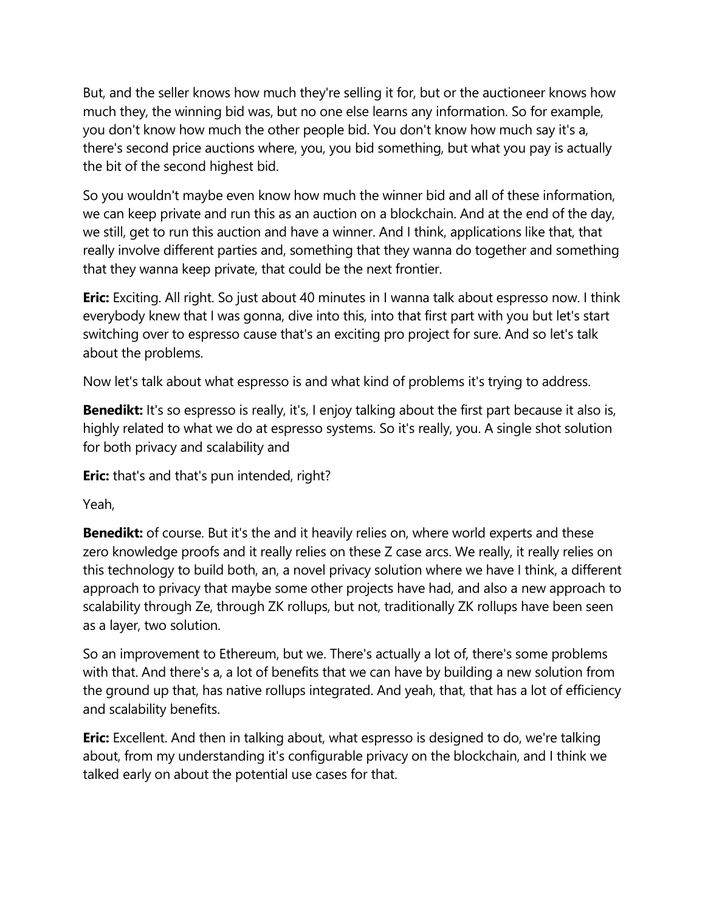But, and the seller knows how much they're selling it for, but or the auctioneer knows how much they, the winning bid was, but no one else learns any information. So for example, you don't know how much the other people bid. You don't know how much say it's a, there's second price auctions where, you, you bid something, but what you pay is actually the bit of the second highest bid.

So you wouldn't maybe even know how much the winner bid and all of these information, we can keep private and run this as an auction on a blockchain. And at the end of the day, we still, get to run this auction and have a winner. And I think, applications like that, that really involve different parties and, something that they wanna do together and something that they wanna keep private, that could be the next frontier.

**Eric:** Exciting. All right. So just about 40 minutes in I wanna talk about espresso now. I think everybody knew that I was gonna, dive into this, into that first part with you but let's start switching over to espresso cause that's an exciting pro project for sure. And so let's talk about the problems.

Now let's talk about what espresso is and what kind of problems it's trying to address.

**Benedikt:** It's so espresso is really, it's, I enjoy talking about the first part because it also is, highly related to what we do at espresso systems. So it's really, you. A single shot solution for both privacy and scalability and

**Eric:** that's and that's pun intended, right?

Yeah,

**Benedikt:** of course. But it's the and it heavily relies on, where world experts and these zero knowledge proofs and it really relies on these Z case arcs. We really, it really relies on this technology to build both, an, a novel privacy solution where we have I think, a different approach to privacy that maybe some other projects have had, and also a new approach to scalability through Ze, through ZK rollups, but not, traditionally ZK rollups have been seen as a layer, two solution.

So an improvement to Ethereum, but we. There's actually a lot of, there's some problems with that. And there's a, a lot of benefits that we can have by building a new solution from the ground up that, has native rollups integrated. And yeah, that, that has a lot of efficiency and scalability benefits.

**Eric:** Excellent. And then in talking about, what espresso is designed to do, we're talking about, from my understanding it's configurable privacy on the blockchain, and I think we talked early on about the potential use cases for that.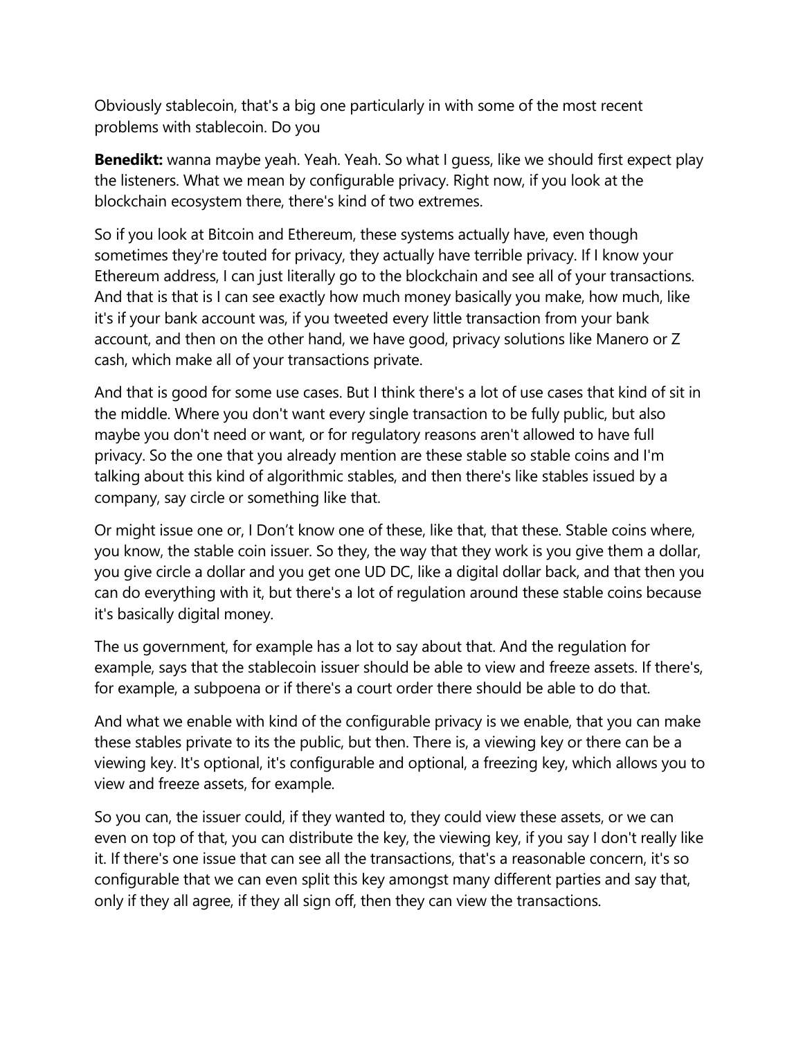Obviously stablecoin, that's a big one particularly in with some of the most recent problems with stablecoin. Do you

**Benedikt:** wanna maybe yeah. Yeah. Yeah. So what I guess, like we should first expect play the listeners. What we mean by configurable privacy. Right now, if you look at the blockchain ecosystem there, there's kind of two extremes.

So if you look at Bitcoin and Ethereum, these systems actually have, even though sometimes they're touted for privacy, they actually have terrible privacy. If I know your Ethereum address, I can just literally go to the blockchain and see all of your transactions. And that is that is I can see exactly how much money basically you make, how much, like it's if your bank account was, if you tweeted every little transaction from your bank account, and then on the other hand, we have good, privacy solutions like Manero or Z cash, which make all of your transactions private.

And that is good for some use cases. But I think there's a lot of use cases that kind of sit in the middle. Where you don't want every single transaction to be fully public, but also maybe you don't need or want, or for regulatory reasons aren't allowed to have full privacy. So the one that you already mention are these stable so stable coins and I'm talking about this kind of algorithmic stables, and then there's like stables issued by a company, say circle or something like that.

Or might issue one or, I Don't know one of these, like that, that these. Stable coins where, you know, the stable coin issuer. So they, the way that they work is you give them a dollar, you give circle a dollar and you get one UD DC, like a digital dollar back, and that then you can do everything with it, but there's a lot of regulation around these stable coins because it's basically digital money.

The us government, for example has a lot to say about that. And the regulation for example, says that the stablecoin issuer should be able to view and freeze assets. If there's, for example, a subpoena or if there's a court order there should be able to do that.

And what we enable with kind of the configurable privacy is we enable, that you can make these stables private to its the public, but then. There is, a viewing key or there can be a viewing key. It's optional, it's configurable and optional, a freezing key, which allows you to view and freeze assets, for example.

So you can, the issuer could, if they wanted to, they could view these assets, or we can even on top of that, you can distribute the key, the viewing key, if you say I don't really like it. If there's one issue that can see all the transactions, that's a reasonable concern, it's so configurable that we can even split this key amongst many different parties and say that, only if they all agree, if they all sign off, then they can view the transactions.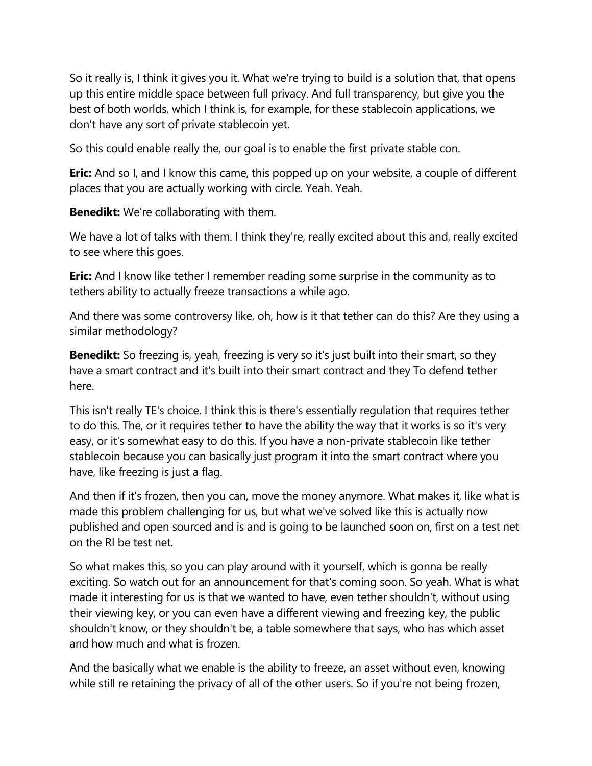So it really is, I think it gives you it. What we're trying to build is a solution that, that opens up this entire middle space between full privacy. And full transparency, but give you the best of both worlds, which I think is, for example, for these stablecoin applications, we don't have any sort of private stablecoin yet.

So this could enable really the, our goal is to enable the first private stable con.

**Eric:** And so I, and I know this came, this popped up on your website, a couple of different places that you are actually working with circle. Yeah. Yeah.

**Benedikt:** We're collaborating with them.

We have a lot of talks with them. I think they're, really excited about this and, really excited to see where this goes.

**Eric:** And I know like tether I remember reading some surprise in the community as to tethers ability to actually freeze transactions a while ago.

And there was some controversy like, oh, how is it that tether can do this? Are they using a similar methodology?

**Benedikt:** So freezing is, yeah, freezing is very so it's just built into their smart, so they have a smart contract and it's built into their smart contract and they To defend tether here.

This isn't really TE's choice. I think this is there's essentially regulation that requires tether to do this. The, or it requires tether to have the ability the way that it works is so it's very easy, or it's somewhat easy to do this. If you have a non-private stablecoin like tether stablecoin because you can basically just program it into the smart contract where you have, like freezing is just a flag.

And then if it's frozen, then you can, move the money anymore. What makes it, like what is made this problem challenging for us, but what we've solved like this is actually now published and open sourced and is and is going to be launched soon on, first on a test net on the RI be test net.

So what makes this, so you can play around with it yourself, which is gonna be really exciting. So watch out for an announcement for that's coming soon. So yeah. What is what made it interesting for us is that we wanted to have, even tether shouldn't, without using their viewing key, or you can even have a different viewing and freezing key, the public shouldn't know, or they shouldn't be, a table somewhere that says, who has which asset and how much and what is frozen.

And the basically what we enable is the ability to freeze, an asset without even, knowing while still re retaining the privacy of all of the other users. So if you're not being frozen,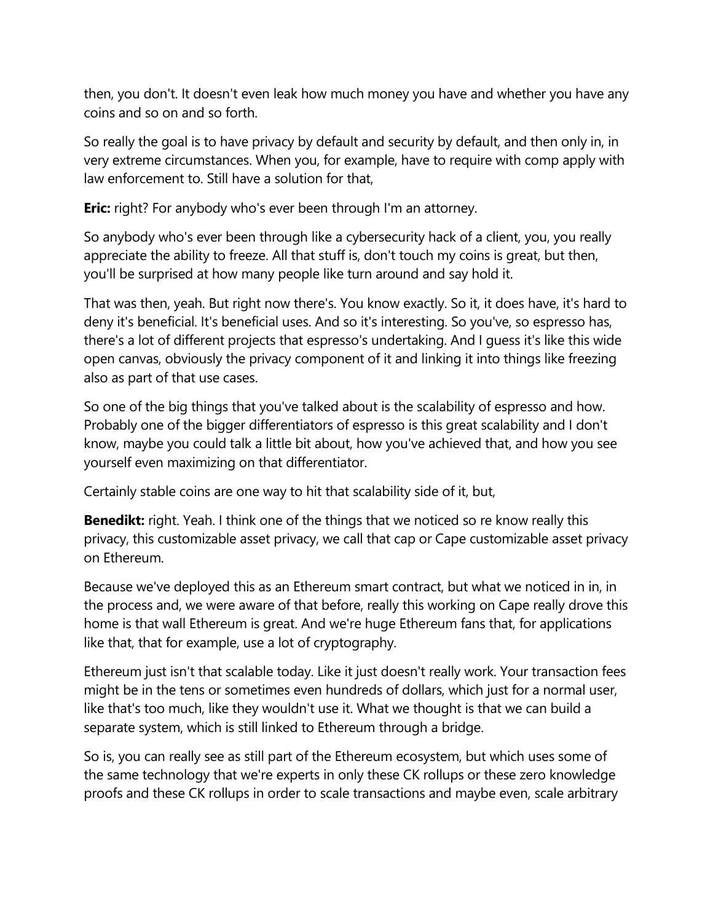then, you don't. It doesn't even leak how much money you have and whether you have any coins and so on and so forth.

So really the goal is to have privacy by default and security by default, and then only in, in very extreme circumstances. When you, for example, have to require with comp apply with law enforcement to. Still have a solution for that,

**Eric:** right? For anybody who's ever been through I'm an attorney.

So anybody who's ever been through like a cybersecurity hack of a client, you, you really appreciate the ability to freeze. All that stuff is, don't touch my coins is great, but then, you'll be surprised at how many people like turn around and say hold it.

That was then, yeah. But right now there's. You know exactly. So it, it does have, it's hard to deny it's beneficial. It's beneficial uses. And so it's interesting. So you've, so espresso has, there's a lot of different projects that espresso's undertaking. And I guess it's like this wide open canvas, obviously the privacy component of it and linking it into things like freezing also as part of that use cases.

So one of the big things that you've talked about is the scalability of espresso and how. Probably one of the bigger differentiators of espresso is this great scalability and I don't know, maybe you could talk a little bit about, how you've achieved that, and how you see yourself even maximizing on that differentiator.

Certainly stable coins are one way to hit that scalability side of it, but,

**Benedikt:** right. Yeah. I think one of the things that we noticed so re know really this privacy, this customizable asset privacy, we call that cap or Cape customizable asset privacy on Ethereum.

Because we've deployed this as an Ethereum smart contract, but what we noticed in in, in the process and, we were aware of that before, really this working on Cape really drove this home is that wall Ethereum is great. And we're huge Ethereum fans that, for applications like that, that for example, use a lot of cryptography.

Ethereum just isn't that scalable today. Like it just doesn't really work. Your transaction fees might be in the tens or sometimes even hundreds of dollars, which just for a normal user, like that's too much, like they wouldn't use it. What we thought is that we can build a separate system, which is still linked to Ethereum through a bridge.

So is, you can really see as still part of the Ethereum ecosystem, but which uses some of the same technology that we're experts in only these CK rollups or these zero knowledge proofs and these CK rollups in order to scale transactions and maybe even, scale arbitrary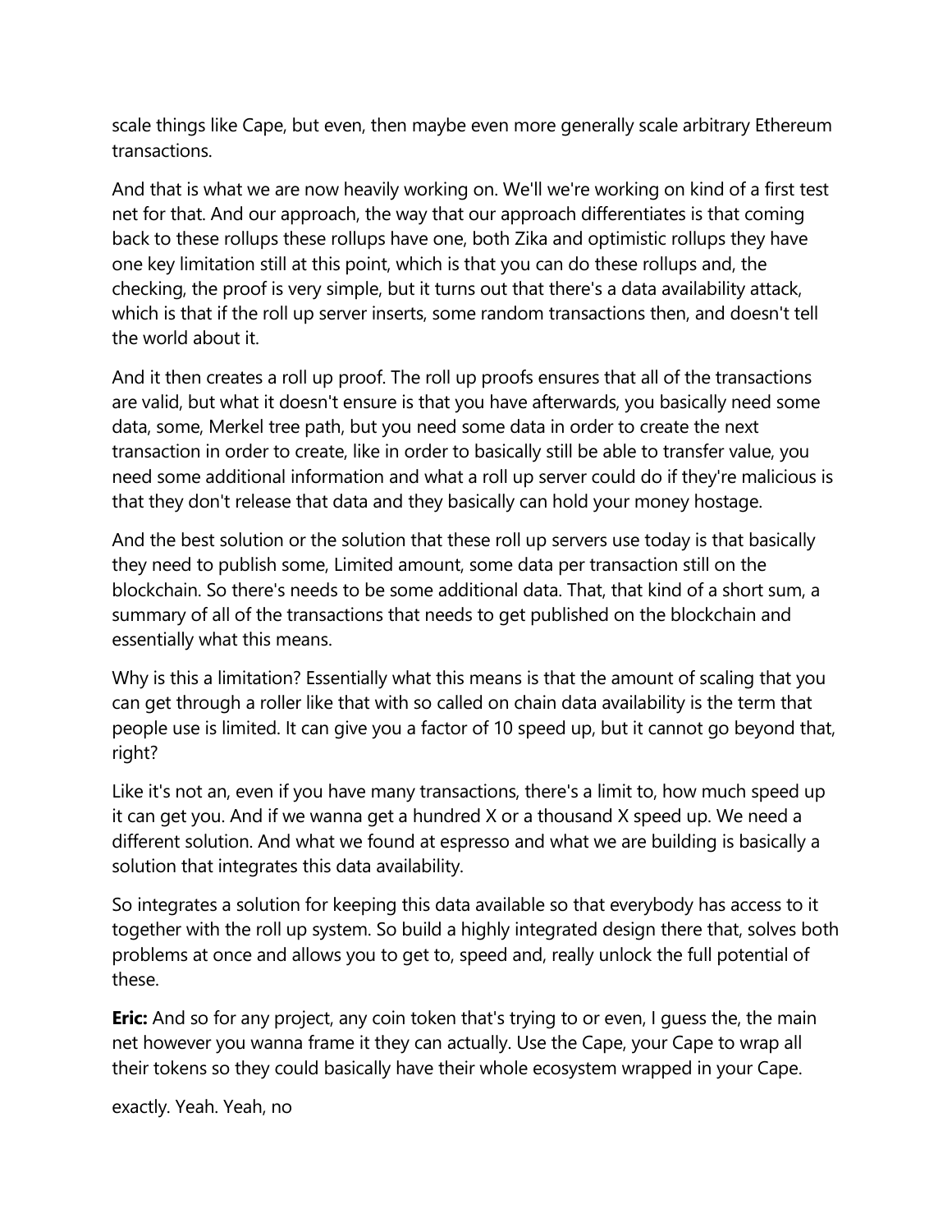scale things like Cape, but even, then maybe even more generally scale arbitrary Ethereum transactions.

And that is what we are now heavily working on. We'll we're working on kind of a first test net for that. And our approach, the way that our approach differentiates is that coming back to these rollups these rollups have one, both Zika and optimistic rollups they have one key limitation still at this point, which is that you can do these rollups and, the checking, the proof is very simple, but it turns out that there's a data availability attack, which is that if the roll up server inserts, some random transactions then, and doesn't tell the world about it.

And it then creates a roll up proof. The roll up proofs ensures that all of the transactions are valid, but what it doesn't ensure is that you have afterwards, you basically need some data, some, Merkel tree path, but you need some data in order to create the next transaction in order to create, like in order to basically still be able to transfer value, you need some additional information and what a roll up server could do if they're malicious is that they don't release that data and they basically can hold your money hostage.

And the best solution or the solution that these roll up servers use today is that basically they need to publish some, Limited amount, some data per transaction still on the blockchain. So there's needs to be some additional data. That, that kind of a short sum, a summary of all of the transactions that needs to get published on the blockchain and essentially what this means.

Why is this a limitation? Essentially what this means is that the amount of scaling that you can get through a roller like that with so called on chain data availability is the term that people use is limited. It can give you a factor of 10 speed up, but it cannot go beyond that, right?

Like it's not an, even if you have many transactions, there's a limit to, how much speed up it can get you. And if we wanna get a hundred X or a thousand X speed up. We need a different solution. And what we found at espresso and what we are building is basically a solution that integrates this data availability.

So integrates a solution for keeping this data available so that everybody has access to it together with the roll up system. So build a highly integrated design there that, solves both problems at once and allows you to get to, speed and, really unlock the full potential of these.

**Eric:** And so for any project, any coin token that's trying to or even, I guess the, the main net however you wanna frame it they can actually. Use the Cape, your Cape to wrap all their tokens so they could basically have their whole ecosystem wrapped in your Cape.

exactly. Yeah. Yeah, no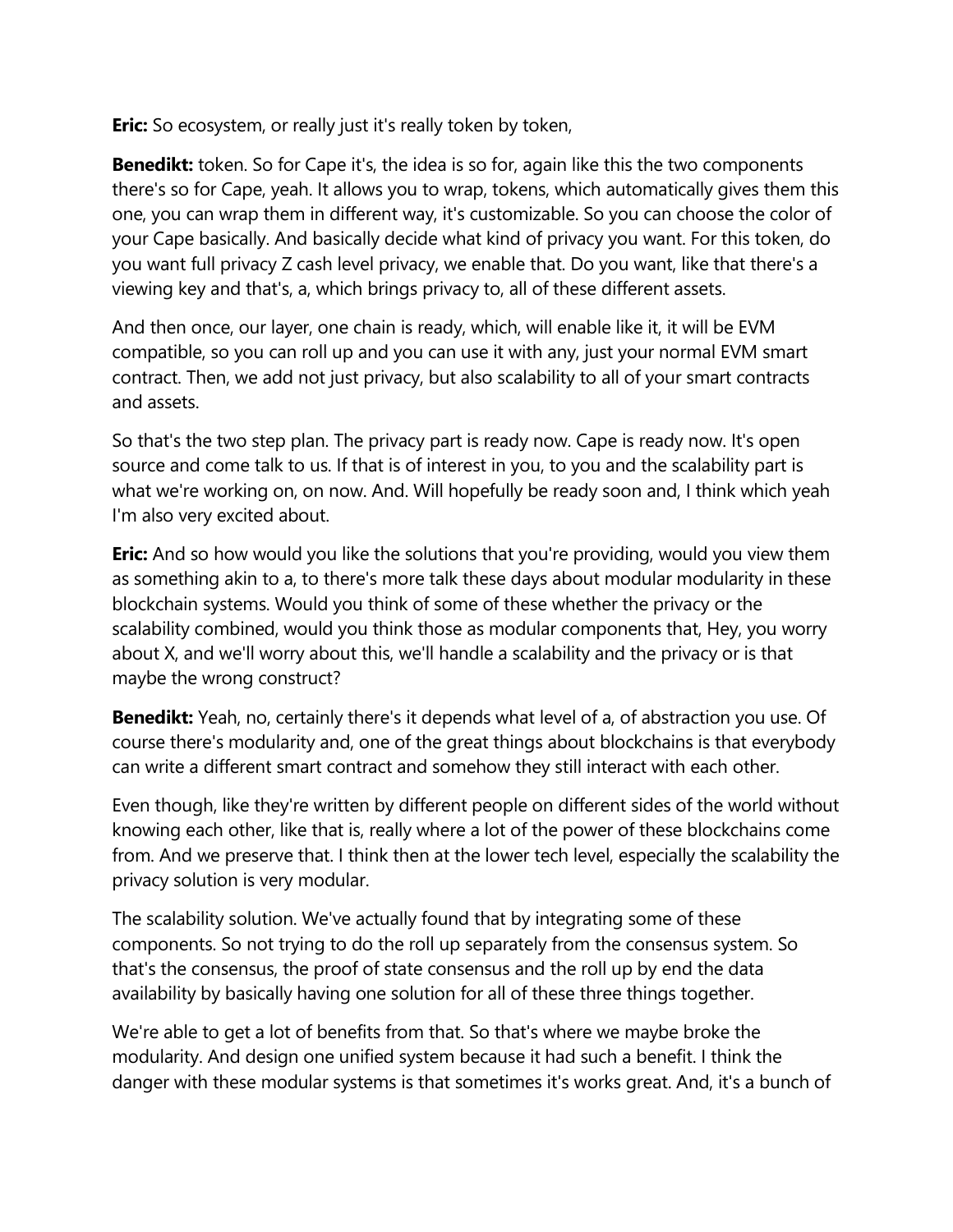**Eric:** So ecosystem, or really just it's really token by token,

**Benedikt:** token. So for Cape it's, the idea is so for, again like this the two components there's so for Cape, yeah. It allows you to wrap, tokens, which automatically gives them this one, you can wrap them in different way, it's customizable. So you can choose the color of your Cape basically. And basically decide what kind of privacy you want. For this token, do you want full privacy Z cash level privacy, we enable that. Do you want, like that there's a viewing key and that's, a, which brings privacy to, all of these different assets.

And then once, our layer, one chain is ready, which, will enable like it, it will be EVM compatible, so you can roll up and you can use it with any, just your normal EVM smart contract. Then, we add not just privacy, but also scalability to all of your smart contracts and assets.

So that's the two step plan. The privacy part is ready now. Cape is ready now. It's open source and come talk to us. If that is of interest in you, to you and the scalability part is what we're working on, on now. And. Will hopefully be ready soon and, I think which yeah I'm also very excited about.

**Eric:** And so how would you like the solutions that you're providing, would you view them as something akin to a, to there's more talk these days about modular modularity in these blockchain systems. Would you think of some of these whether the privacy or the scalability combined, would you think those as modular components that, Hey, you worry about X, and we'll worry about this, we'll handle a scalability and the privacy or is that maybe the wrong construct?

**Benedikt:** Yeah, no, certainly there's it depends what level of a, of abstraction you use. Of course there's modularity and, one of the great things about blockchains is that everybody can write a different smart contract and somehow they still interact with each other.

Even though, like they're written by different people on different sides of the world without knowing each other, like that is, really where a lot of the power of these blockchains come from. And we preserve that. I think then at the lower tech level, especially the scalability the privacy solution is very modular.

The scalability solution. We've actually found that by integrating some of these components. So not trying to do the roll up separately from the consensus system. So that's the consensus, the proof of state consensus and the roll up by end the data availability by basically having one solution for all of these three things together.

We're able to get a lot of benefits from that. So that's where we maybe broke the modularity. And design one unified system because it had such a benefit. I think the danger with these modular systems is that sometimes it's works great. And, it's a bunch of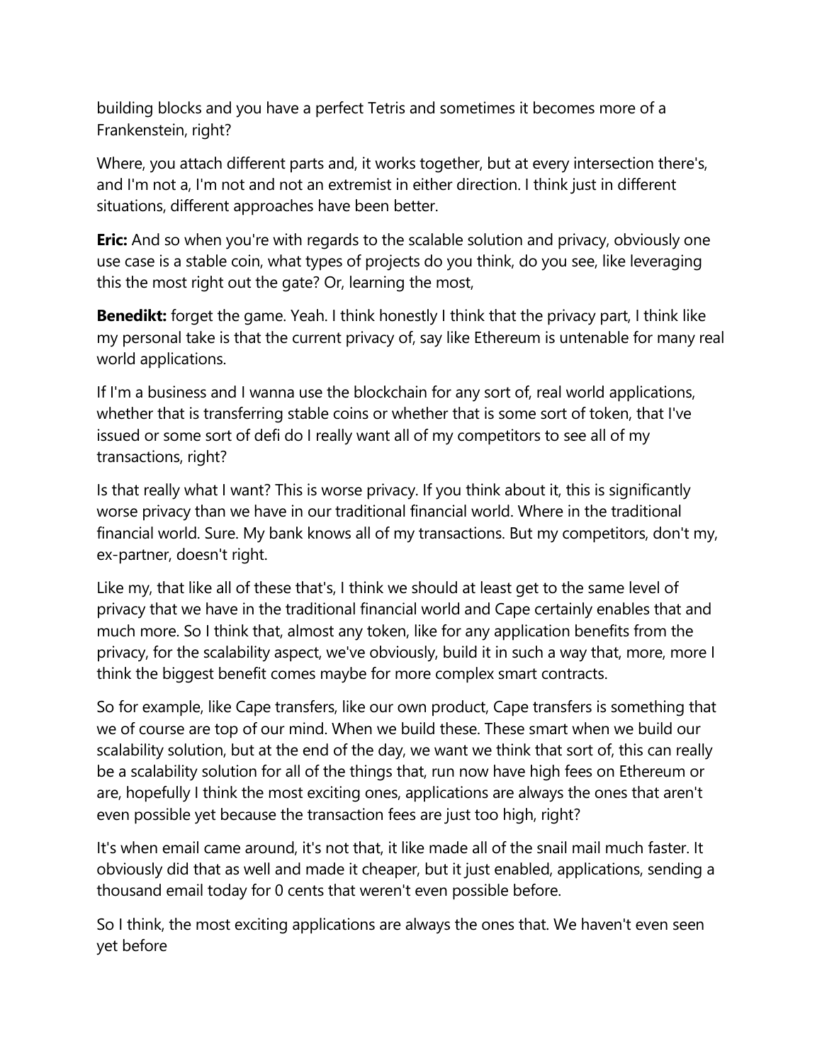building blocks and you have a perfect Tetris and sometimes it becomes more of a Frankenstein, right?

Where, you attach different parts and, it works together, but at every intersection there's, and I'm not a, I'm not and not an extremist in either direction. I think just in different situations, different approaches have been better.

**Eric:** And so when you're with regards to the scalable solution and privacy, obviously one use case is a stable coin, what types of projects do you think, do you see, like leveraging this the most right out the gate? Or, learning the most,

**Benedikt:** forget the game. Yeah. I think honestly I think that the privacy part, I think like my personal take is that the current privacy of, say like Ethereum is untenable for many real world applications.

If I'm a business and I wanna use the blockchain for any sort of, real world applications, whether that is transferring stable coins or whether that is some sort of token, that I've issued or some sort of defi do I really want all of my competitors to see all of my transactions, right?

Is that really what I want? This is worse privacy. If you think about it, this is significantly worse privacy than we have in our traditional financial world. Where in the traditional financial world. Sure. My bank knows all of my transactions. But my competitors, don't my, ex-partner, doesn't right.

Like my, that like all of these that's, I think we should at least get to the same level of privacy that we have in the traditional financial world and Cape certainly enables that and much more. So I think that, almost any token, like for any application benefits from the privacy, for the scalability aspect, we've obviously, build it in such a way that, more, more I think the biggest benefit comes maybe for more complex smart contracts.

So for example, like Cape transfers, like our own product, Cape transfers is something that we of course are top of our mind. When we build these. These smart when we build our scalability solution, but at the end of the day, we want we think that sort of, this can really be a scalability solution for all of the things that, run now have high fees on Ethereum or are, hopefully I think the most exciting ones, applications are always the ones that aren't even possible yet because the transaction fees are just too high, right?

It's when email came around, it's not that, it like made all of the snail mail much faster. It obviously did that as well and made it cheaper, but it just enabled, applications, sending a thousand email today for 0 cents that weren't even possible before.

So I think, the most exciting applications are always the ones that. We haven't even seen yet before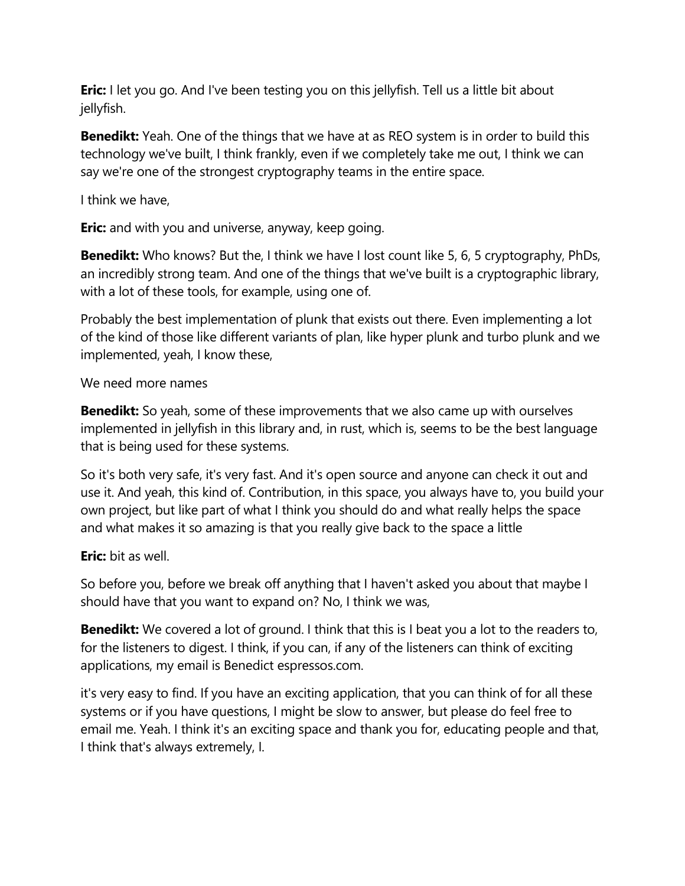**Eric:** I let you go. And I've been testing you on this jellyfish. Tell us a little bit about jellyfish.

**Benedikt:** Yeah. One of the things that we have at as REO system is in order to build this technology we've built, I think frankly, even if we completely take me out, I think we can say we're one of the strongest cryptography teams in the entire space.

I think we have,

**Eric:** and with you and universe, anyway, keep going.

**Benedikt:** Who knows? But the, I think we have I lost count like 5, 6, 5 cryptography, PhDs, an incredibly strong team. And one of the things that we've built is a cryptographic library, with a lot of these tools, for example, using one of.

Probably the best implementation of plunk that exists out there. Even implementing a lot of the kind of those like different variants of plan, like hyper plunk and turbo plunk and we implemented, yeah, I know these,

We need more names

**Benedikt:** So yeah, some of these improvements that we also came up with ourselves implemented in jellyfish in this library and, in rust, which is, seems to be the best language that is being used for these systems.

So it's both very safe, it's very fast. And it's open source and anyone can check it out and use it. And yeah, this kind of. Contribution, in this space, you always have to, you build your own project, but like part of what I think you should do and what really helps the space and what makes it so amazing is that you really give back to the space a little

**Eric:** bit as well.

So before you, before we break off anything that I haven't asked you about that maybe I should have that you want to expand on? No, I think we was,

**Benedikt:** We covered a lot of ground. I think that this is I beat you a lot to the readers to, for the listeners to digest. I think, if you can, if any of the listeners can think of exciting applications, my email is Benedict espressos.com.

it's very easy to find. If you have an exciting application, that you can think of for all these systems or if you have questions, I might be slow to answer, but please do feel free to email me. Yeah. I think it's an exciting space and thank you for, educating people and that, I think that's always extremely, I.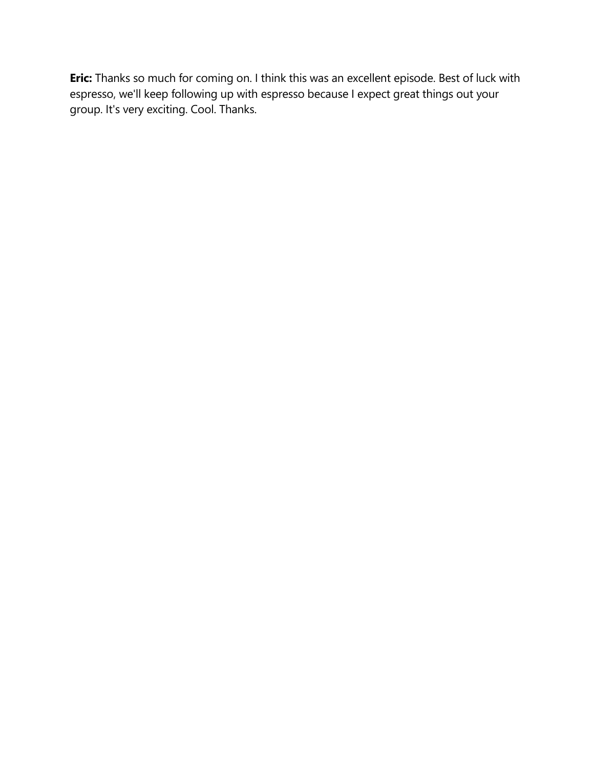**Eric:** Thanks so much for coming on. I think this was an excellent episode. Best of luck with espresso, we'll keep following up with espresso because I expect great things out your group. It's very exciting. Cool. Thanks.